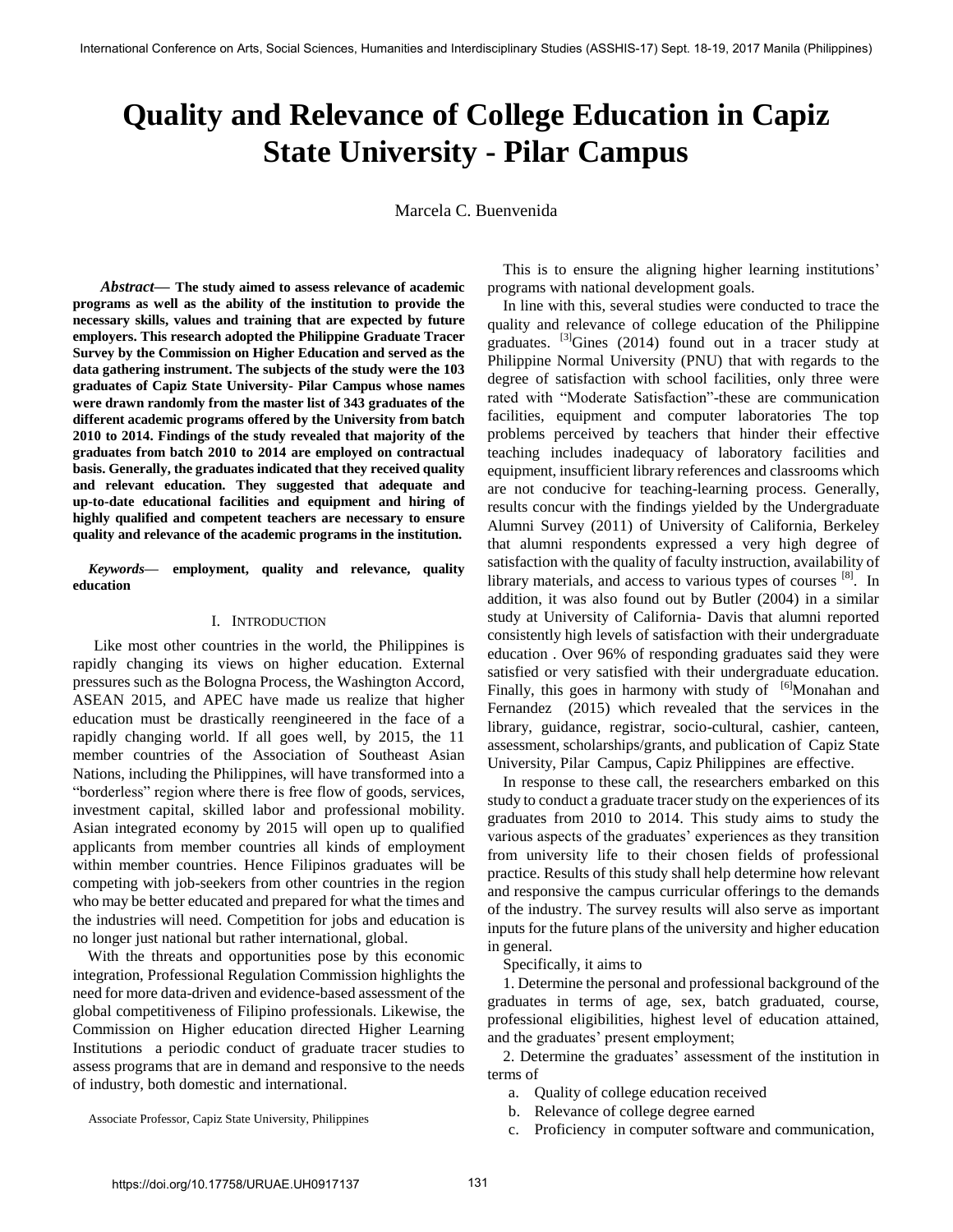# Quality and Relevance of College Education in Capiz State University - Pilar Campus

Marcela C. Buenvenida

***Abstract*— The study aimed to assess relevance of academic programs as well as the ability of the institution to provide the necessary skills, values and training that are expected by future employers. This research adopted the Philippine Graduate Tracer Survey by the Commission on Higher Education and served as the data gathering instrument. The subjects of the study were the 103 graduates of Capiz State University- Pilar Campus whose names were drawn randomly from the master list of 343 graduates of the different academic programs offered by the University from batch 2010 to 2014. Findings of the study revealed that majority of the graduates from batch 2010 to 2014 are employed on contractual basis. Generally, the graduates indicated that they received quality and relevant education. They suggested that adequate and up-to-date educational facilities and equipment and hiring of highly qualified and competent teachers are necessary to ensure quality and relevance of the academic programs in the institution.**

***Keywords*— employment, quality and relevance, quality education**

## I. Introduction

Like most other countries in the world, the Philippines is rapidly changing its views on higher education. External pressures such as the Bologna Process, the Washington Accord, ASEAN 2015, and APEC have made us realize that higher education must be drastically reengineered in the face of a rapidly changing world. If all goes well, by 2015, the 11 member countries of the Association of Southeast Asian Nations, including the Philippines, will have transformed into a "borderless" region where there is free flow of goods, services, investment capital, skilled labor and professional mobility. Asian integrated economy by 2015 will open up to qualified applicants from member countries all kinds of employment within member countries. Hence Filipinos graduates will be competing with job-seekers from other countries in the region who may be better educated and prepared for what the times and the industries will need. Competition for jobs and education is no longer just national but rather international, global.

With the threats and opportunities pose by this economic integration, Professional Regulation Commission highlights the need for more data-driven and evidence-based assessment of the global competitiveness of Filipino professionals. Likewise, the Commission on Higher education directed Higher Learning Institutions a periodic conduct of graduate tracer studies to assess programs that are in demand and responsive to the needs of industry, both domestic and international.

Associate Professor, Capiz State University, Philippines

This is to ensure the aligning higher learning institutions' programs with national development goals.

In line with this, several studies were conducted to trace the quality and relevance of college education of the Philippine graduates. [3]Gines (2014) found out in a tracer study at Philippine Normal University (PNU) that with regards to the degree of satisfaction with school facilities, only three were rated with "Moderate Satisfaction"-these are communication facilities, equipment and computer laboratories The top problems perceived by teachers that hinder their effective teaching includes inadequacy of laboratory facilities and equipment, insufficient library references and classrooms which are not conducive for teaching-learning process. Generally, results concur with the findings yielded by the Undergraduate Alumni Survey (2011) of University of California, Berkeley that alumni respondents expressed a very high degree of satisfaction with the quality of faculty instruction, availability of library materials, and access to various types of courses [8]. In addition, it was also found out by Butler (2004) in a similar study at University of California- Davis that alumni reported consistently high levels of satisfaction with their undergraduate education . Over 96% of responding graduates said they were satisfied or very satisfied with their undergraduate education. Finally, this goes in harmony with study of [6]Monahan and Fernandez (2015) which revealed that the services in the library, guidance, registrar, socio-cultural, cashier, canteen, assessment, scholarships/grants, and publication of Capiz State University, Pilar Campus, Capiz Philippines are effective.

In response to these call, the researchers embarked on this study to conduct a graduate tracer study on the experiences of its graduates from 2010 to 2014. This study aims to study the various aspects of the graduates' experiences as they transition from university life to their chosen fields of professional practice. Results of this study shall help determine how relevant and responsive the campus curricular offerings to the demands of the industry. The survey results will also serve as important inputs for the future plans of the university and higher education in general.

Specifically, it aims to

1. Determine the personal and professional background of the graduates in terms of age, sex, batch graduated, course, professional eligibilities, highest level of education attained, and the graduates' present employment;

2. Determine the graduates' assessment of the institution in terms of

   a. Quality of college education received
   b. Relevance of college degree earned
   c. Proficiency in computer software and communication,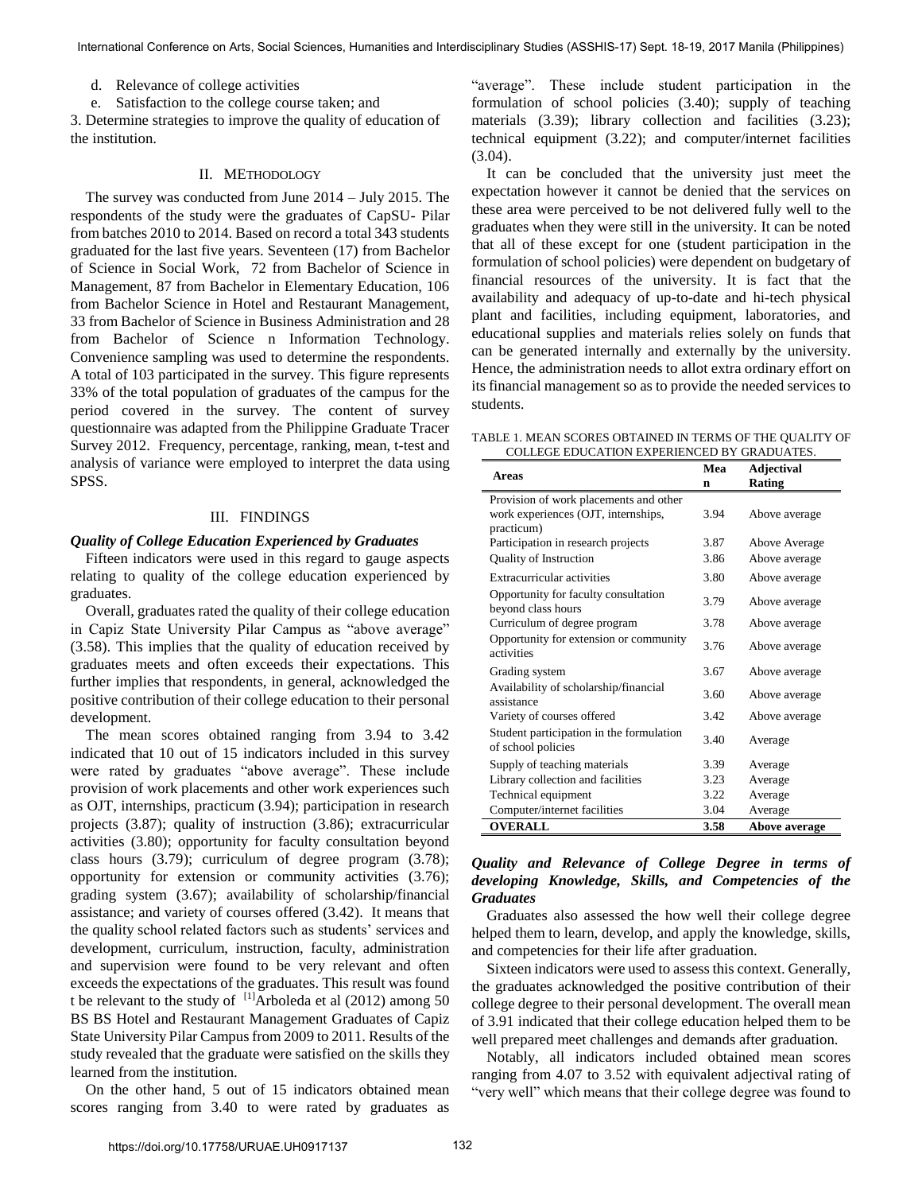d. Relevance of college activities

e. Satisfaction to the college course taken; and

3. Determine strategies to improve the quality of education of the institution.

## II. METHODOLOGY

The survey was conducted from June 2014 – July 2015. The respondents of the study were the graduates of CapSU- Pilar from batches 2010 to 2014. Based on record a total 343 students graduated for the last five years. Seventeen (17) from Bachelor of Science in Social Work, 72 from Bachelor of Science in Management, 87 from Bachelor in Elementary Education, 106 from Bachelor Science in Hotel and Restaurant Management, 33 from Bachelor of Science in Business Administration and 28 from Bachelor of Science n Information Technology. Convenience sampling was used to determine the respondents. A total of 103 participated in the survey. This figure represents 33% of the total population of graduates of the campus for the period covered in the survey. The content of survey questionnaire was adapted from the Philippine Graduate Tracer Survey 2012. Frequency, percentage, ranking, mean, t-test and analysis of variance were employed to interpret the data using SPSS.

## III. FINDINGS

### *Quality of College Education Experienced by Graduates*

Fifteen indicators were used in this regard to gauge aspects relating to quality of the college education experienced by graduates.

Overall, graduates rated the quality of their college education in Capiz State University Pilar Campus as "above average" (3.58). This implies that the quality of education received by graduates meets and often exceeds their expectations. This further implies that respondents, in general, acknowledged the positive contribution of their college education to their personal development.

The mean scores obtained ranging from 3.94 to 3.42 indicated that 10 out of 15 indicators included in this survey were rated by graduates "above average". These include provision of work placements and other work experiences such as OJT, internships, practicum (3.94); participation in research projects (3.87); quality of instruction (3.86); extracurricular activities (3.80); opportunity for faculty consultation beyond class hours (3.79); curriculum of degree program (3.78); opportunity for extension or community activities (3.76); grading system (3.67); availability of scholarship/financial assistance; and variety of courses offered (3.42). It means that the quality school related factors such as students' services and development, curriculum, instruction, faculty, administration and supervision were found to be very relevant and often exceeds the expectations of the graduates. This result was found t be relevant to the study of [1]Arboleda et al (2012) among 50 BS BS Hotel and Restaurant Management Graduates of Capiz State University Pilar Campus from 2009 to 2011. Results of the study revealed that the graduate were satisfied on the skills they learned from the institution.

On the other hand, 5 out of 15 indicators obtained mean scores ranging from 3.40 to were rated by graduates as "average". These include student participation in the formulation of school policies (3.40); supply of teaching materials (3.39); library collection and facilities (3.23); technical equipment (3.22); and computer/internet facilities (3.04).

It can be concluded that the university just meet the expectation however it cannot be denied that the services on these area were perceived to be not delivered fully well to the graduates when they were still in the university. It can be noted that all of these except for one (student participation in the formulation of school policies) were dependent on budgetary of financial resources of the university. It is fact that the availability and adequacy of up-to-date and hi-tech physical plant and facilities, including equipment, laboratories, and educational supplies and materials relies solely on funds that can be generated internally and externally by the university. Hence, the administration needs to allot extra ordinary effort on its financial management so as to provide the needed services to students.

TABLE 1. MEAN SCORES OBTAINED IN TERMS OF THE QUALITY OF COLLEGE EDUCATION EXPERIENCED BY GRADUATES.

| Areas | Mean | Adjectival Rating |
|---|---|---|
| Provision of work placements and other work experiences (OJT, internships, practicum) | 3.94 | Above average |
| Participation in research projects | 3.87 | Above Average |
| Quality of Instruction | 3.86 | Above average |
| Extracurricular activities | 3.80 | Above average |
| Opportunity for faculty consultation beyond class hours | 3.79 | Above average |
| Curriculum of degree program | 3.78 | Above average |
| Opportunity for extension or community activities | 3.76 | Above average |
| Grading system | 3.67 | Above average |
| Availability of scholarship/financial assistance | 3.60 | Above average |
| Variety of courses offered | 3.42 | Above average |
| Student participation in the formulation of school policies | 3.40 | Average |
| Supply of teaching materials | 3.39 | Average |
| Library collection and facilities | 3.23 | Average |
| Technical equipment | 3.22 | Average |
| Computer/internet facilities | 3.04 | Average |
| **OVERALL** | **3.58** | **Above average** |

### *Quality and Relevance of College Degree in terms of developing Knowledge, Skills, and Competencies of the Graduates*

Graduates also assessed the how well their college degree helped them to learn, develop, and apply the knowledge, skills, and competencies for their life after graduation.

Sixteen indicators were used to assess this context. Generally, the graduates acknowledged the positive contribution of their college degree to their personal development. The overall mean of 3.91 indicated that their college education helped them to be well prepared meet challenges and demands after graduation.

Notably, all indicators included obtained mean scores ranging from 4.07 to 3.52 with equivalent adjectival rating of "very well" which means that their college degree was found to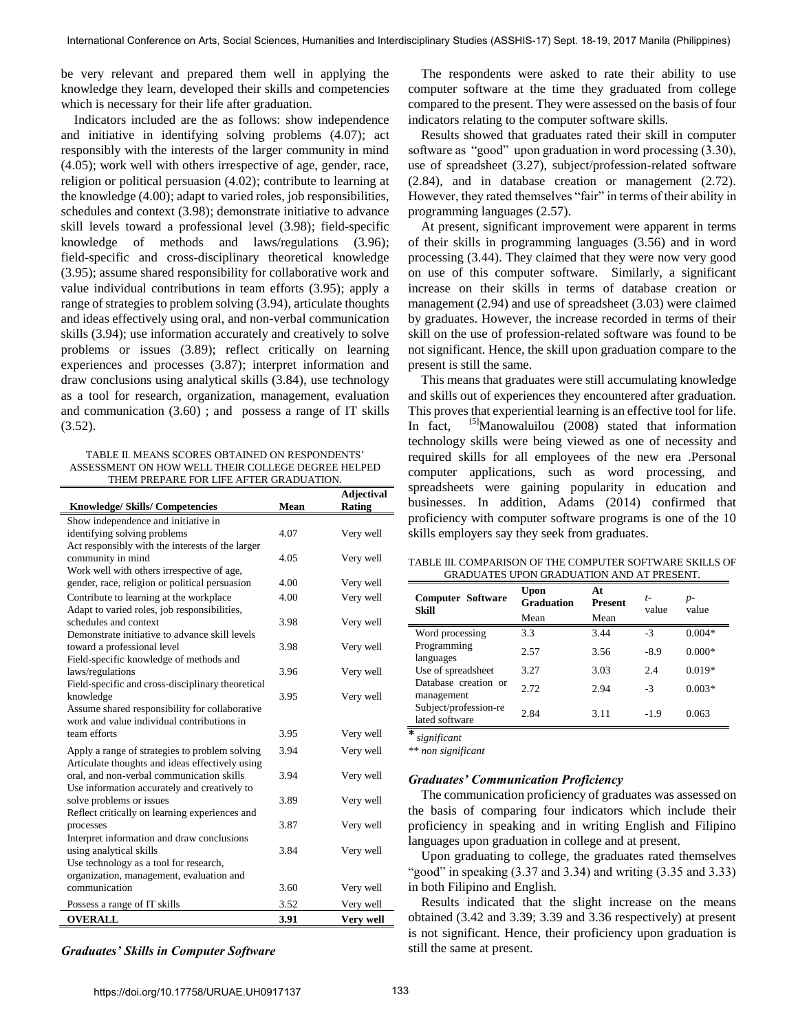be very relevant and prepared them well in applying the knowledge they learn, developed their skills and competencies which is necessary for their life after graduation.

Indicators included are the as follows: show independence and initiative in identifying solving problems (4.07); act responsibly with the interests of the larger community in mind (4.05); work well with others irrespective of age, gender, race, religion or political persuasion (4.02); contribute to learning at the knowledge (4.00); adapt to varied roles, job responsibilities, schedules and context (3.98); demonstrate initiative to advance skill levels toward a professional level (3.98); field-specific knowledge of methods and laws/regulations (3.96); field-specific and cross-disciplinary theoretical knowledge (3.95); assume shared responsibility for collaborative work and value individual contributions in team efforts (3.95); apply a range of strategies to problem solving (3.94), articulate thoughts and ideas effectively using oral, and non-verbal communication skills (3.94); use information accurately and creatively to solve problems or issues (3.89); reflect critically on learning experiences and processes (3.87); interpret information and draw conclusions using analytical skills (3.84), use technology as a tool for research, organization, management, evaluation and communication (3.60) ; and possess a range of IT skills (3.52).

TABLE II. MEANS SCORES OBTAINED ON RESPONDENTS' ASSESSMENT ON HOW WELL THEIR COLLEGE DEGREE HELPED THEM PREPARE FOR LIFE AFTER GRADUATION.

| Knowledge/ Skills/ Competencies | Mean | Adjectival Rating |
|---|---|---|
| Show independence and initiative in identifying solving problems | 4.07 | Very well |
| Act responsibly with the interests of the larger community in mind | 4.05 | Very well |
| Work well with others irrespective of age, gender, race, religion or political persuasion | 4.00 | Very well |
| Contribute to learning at the workplace | 4.00 | Very well |
| Adapt to varied roles, job responsibilities, schedules and context | 3.98 | Very well |
| Demonstrate initiative to advance skill levels toward a professional level | 3.98 | Very well |
| Field-specific knowledge of methods and laws/regulations | 3.96 | Very well |
| Field-specific and cross-disciplinary theoretical knowledge | 3.95 | Very well |
| Assume shared responsibility for collaborative work and value individual contributions in team efforts | 3.95 | Very well |
| Apply a range of strategies to problem solving | 3.94 | Very well |
| Articulate thoughts and ideas effectively using oral, and non-verbal communication skills | 3.94 | Very well |
| Use information accurately and creatively to solve problems or issues | 3.89 | Very well |
| Reflect critically on learning experiences and processes | 3.87 | Very well |
| Interpret information and draw conclusions using analytical skills | 3.84 | Very well |
| Use technology as a tool for research, organization, management, evaluation and communication | 3.60 | Very well |
| Possess a range of IT skills | 3.52 | Very well |
| **OVERALL** | **3.91** | **Very well** |

### *Graduates' Skills in Computer Software*

The respondents were asked to rate their ability to use computer software at the time they graduated from college compared to the present. They were assessed on the basis of four indicators relating to the computer software skills.

Results showed that graduates rated their skill in computer software as "good" upon graduation in word processing (3.30), use of spreadsheet (3.27), subject/profession-related software (2.84), and in database creation or management (2.72). However, they rated themselves "fair" in terms of their ability in programming languages (2.57).

At present, significant improvement were apparent in terms of their skills in programming languages (3.56) and in word processing (3.44). They claimed that they were now very good on use of this computer software. Similarly, a significant increase on their skills in terms of database creation or management (2.94) and use of spreadsheet (3.03) were claimed by graduates. However, the increase recorded in terms of their skill on the use of profession-related software was found to be not significant. Hence, the skill upon graduation compare to the present is still the same.

This means that graduates were still accumulating knowledge and skills out of experiences they encountered after graduation. This proves that experiential learning is an effective tool for life. In fact, [5]Manowaluilou (2008) stated that information technology skills were being viewed as one of necessity and required skills for all employees of the new era .Personal computer applications, such as word processing, and spreadsheets were gaining popularity in education and businesses. In addition, Adams (2014) confirmed that proficiency with computer software programs is one of the 10 skills employers say they seek from graduates.

TABLE III. COMPARISON OF THE COMPUTER SOFTWARE SKILLS OF GRADUATES UPON GRADUATION AND AT PRESENT.

| Computer Software Skill | Upon Graduation | At Present | t-value | p-value |
|---|---|---|---|---|
| | Mean | Mean | | |
| Word processing | 3.3 | 3.44 | -3 | 0.004* |
| Programming languages | 2.57 | 3.56 | -8.9 | 0.000* |
| Use of spreadsheet | 3.27 | 3.03 | 2.4 | 0.019* |
| Database creation or management | 2.72 | 2.94 | -3 | 0.003* |
| Subject/profession-related software | 2.84 | 3.11 | -1.9 | 0.063 |

\* *significant*

\*\* *non significant*

### *Graduates' Communication Proficiency*

The communication proficiency of graduates was assessed on the basis of comparing four indicators which include their proficiency in speaking and in writing English and Filipino languages upon graduation in college and at present.

Upon graduating to college, the graduates rated themselves "good" in speaking (3.37 and 3.34) and writing (3.35 and 3.33) in both Filipino and English.

Results indicated that the slight increase on the means obtained (3.42 and 3.39; 3.39 and 3.36 respectively) at present is not significant. Hence, their proficiency upon graduation is still the same at present.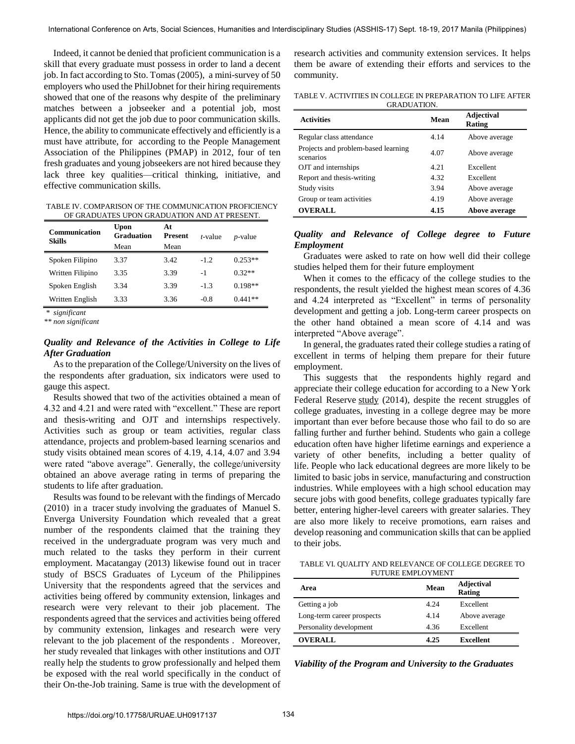Indeed, it cannot be denied that proficient communication is a skill that every graduate must possess in order to land a decent job. In fact according to Sto. Tomas (2005), a mini-survey of 50 employers who used the PhilJobnet for their hiring requirements showed that one of the reasons why despite of the preliminary matches between a jobseeker and a potential job, most applicants did not get the job due to poor communication skills. Hence, the ability to communicate effectively and efficiently is a must have attribute, for according to the People Management Association of the Philippines (PMAP) in 2012, four of ten fresh graduates and young jobseekers are not hired because they lack three key qualities—critical thinking, initiative, and effective communication skills.

TABLE IV. COMPARISON OF THE COMMUNICATION PROFICIENCY OF GRADUATES UPON GRADUATION AND AT PRESENT.

| Communication Skills | Upon Graduation Mean | At Present Mean | *t*-value | *p*-value |
|---|---|---|---|---|
| Spoken Filipino | 3.37 | 3.42 | -1.2 | 0.253** |
| Written Filipino | 3.35 | 3.39 | -1 | 0.32** |
| Spoken English | 3.34 | 3.39 | -1.3 | 0.198** |
| Written English | 3.33 | 3.36 | -0.8 | 0.441** |

*\* significant*
*\*\* non significant*

### *Quality and Relevance of the Activities in College to Life After Graduation*

As to the preparation of the College/University on the lives of the respondents after graduation, six indicators were used to gauge this aspect.

Results showed that two of the activities obtained a mean of 4.32 and 4.21 and were rated with "excellent." These are report and thesis-writing and OJT and internships respectively. Activities such as group or team activities, regular class attendance, projects and problem-based learning scenarios and study visits obtained mean scores of 4.19, 4.14, 4.07 and 3.94 were rated "above average". Generally, the college/university obtained an above average rating in terms of preparing the students to life after graduation.

Results was found to be relevant with the findings of Mercado (2010) in a tracer study involving the graduates of Manuel S. Enverga University Foundation which revealed that a great number of the respondents claimed that the training they received in the undergraduate program was very much and much related to the tasks they perform in their current employment. Macatangay (2013) likewise found out in tracer study of BSCS Graduates of Lyceum of the Philippines University that the respondents agreed that the services and activities being offered by community extension, linkages and research were very relevant to their job placement. The respondents agreed that the services and activities being offered by community extension, linkages and research were very relevant to the job placement of the respondents . Moreover, her study revealed that linkages with other institutions and OJT really help the students to grow professionally and helped them be exposed with the real world specifically in the conduct of their On-the-Job training. Same is true with the development of research activities and community extension services. It helps them be aware of extending their efforts and services to the community.

TABLE V. ACTIVITIES IN COLLEGE IN PREPARATION TO LIFE AFTER GRADUATION.

| Activities | Mean | Adjectival Rating |
|---|---|---|
| Regular class attendance | 4.14 | Above average |
| Projects and problem-based learning scenarios | 4.07 | Above average |
| OJT and internships | 4.21 | Excellent |
| Report and thesis-writing | 4.32 | Excellent |
| Study visits | 3.94 | Above average |
| Group or team activities | 4.19 | Above average |
| **OVERALL** | **4.15** | **Above average** |

### *Quality and Relevance of College degree to Future Employment*

Graduates were asked to rate on how well did their college studies helped them for their future employment

When it comes to the efficacy of the college studies to the respondents, the result yielded the highest mean scores of 4.36 and 4.24 interpreted as "Excellent" in terms of personality development and getting a job. Long-term career prospects on the other hand obtained a mean score of 4.14 and was interpreted "Above average".

In general, the graduates rated their college studies a rating of excellent in terms of helping them prepare for their future employment.

This suggests that the respondents highly regard and appreciate their college education for according to a New York Federal Reserve study (2014), despite the recent struggles of college graduates, investing in a college degree may be more important than ever before because those who fail to do so are falling further and further behind. Students who gain a college education often have higher lifetime earnings and experience a variety of other benefits, including a better quality of life. People who lack educational degrees are more likely to be limited to basic jobs in service, manufacturing and construction industries. While employees with a high school education may secure jobs with good benefits, college graduates typically fare better, entering higher-level careers with greater salaries. They are also more likely to receive promotions, earn raises and develop reasoning and communication skills that can be applied to their jobs.

TABLE VI. QUALITY AND RELEVANCE OF COLLEGE DEGREE TO FUTURE EMPLOYMENT

| Area | Mean | Adjectival Rating |
|---|---|---|
| Getting a job | 4.24 | Excellent |
| Long-term career prospects | 4.14 | Above average |
| Personality development | 4.36 | Excellent |
| **OVERALL** | **4.25** | **Excellent** |

### *Viability of the Program and University to the Graduates*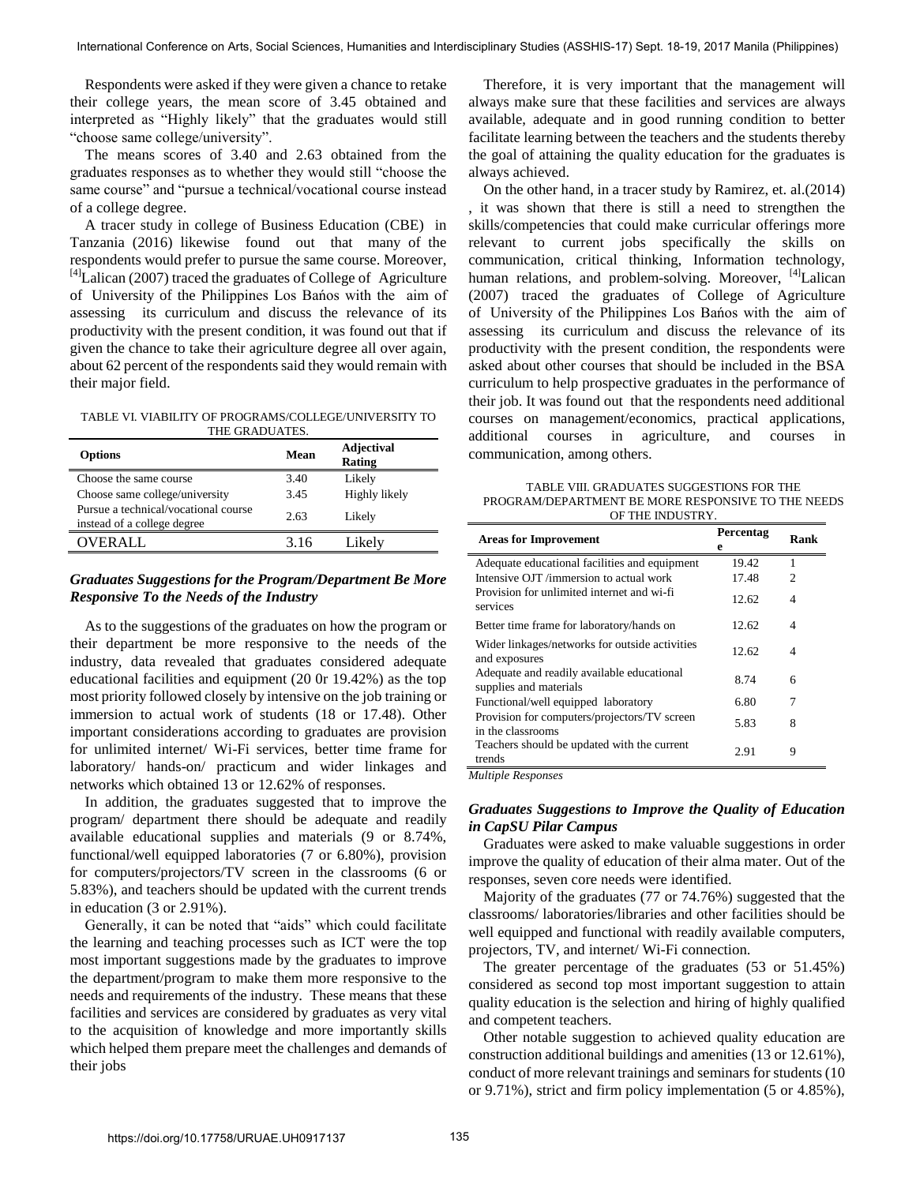Respondents were asked if they were given a chance to retake their college years, the mean score of 3.45 obtained and interpreted as "Highly likely" that the graduates would still "choose same college/university".

The means scores of 3.40 and 2.63 obtained from the graduates responses as to whether they would still "choose the same course" and "pursue a technical/vocational course instead of a college degree.

A tracer study in college of Business Education (CBE) in Tanzania (2016) likewise found out that many of the respondents would prefer to pursue the same course. Moreover, [4]Lalican (2007) traced the graduates of College of Agriculture of University of the Philippines Los Baños with the aim of assessing its curriculum and discuss the relevance of its productivity with the present condition, it was found out that if given the chance to take their agriculture degree all over again, about 62 percent of the respondents said they would remain with their major field.

TABLE VI. VIABILITY OF PROGRAMS/COLLEGE/UNIVERSITY TO THE GRADUATES.

| Options | Mean | Adjectival Rating |
|---|---|---|
| Choose the same course | 3.40 | Likely |
| Choose same college/university | 3.45 | Highly likely |
| Pursue a technical/vocational course instead of a college degree | 2.63 | Likely |
| OVERALL | 3.16 | Likely |

### *Graduates Suggestions for the Program/Department Be More Responsive To the Needs of the Industry*

As to the suggestions of the graduates on how the program or their department be more responsive to the needs of the industry, data revealed that graduates considered adequate educational facilities and equipment (20 0r 19.42%) as the top most priority followed closely by intensive on the job training or immersion to actual work of students (18 or 17.48). Other important considerations according to graduates are provision for unlimited internet/ Wi-Fi services, better time frame for laboratory/ hands-on/ practicum and wider linkages and networks which obtained 13 or 12.62% of responses.

In addition, the graduates suggested that to improve the program/ department there should be adequate and readily available educational supplies and materials (9 or 8.74%, functional/well equipped laboratories (7 or 6.80%), provision for computers/projectors/TV screen in the classrooms (6 or 5.83%), and teachers should be updated with the current trends in education (3 or 2.91%).

Generally, it can be noted that "aids" which could facilitate the learning and teaching processes such as ICT were the top most important suggestions made by the graduates to improve the department/program to make them more responsive to the needs and requirements of the industry. These means that these facilities and services are considered by graduates as very vital to the acquisition of knowledge and more importantly skills which helped them prepare meet the challenges and demands of their jobs

Therefore, it is very important that the management will always make sure that these facilities and services are always available, adequate and in good running condition to better facilitate learning between the teachers and the students thereby the goal of attaining the quality education for the graduates is always achieved.

On the other hand, in a tracer study by Ramirez, et. al.(2014) , it was shown that there is still a need to strengthen the skills/competencies that could make curricular offerings more relevant to current jobs specifically the skills on communication, critical thinking, Information technology, human relations, and problem-solving. Moreover, [4]Lalican (2007) traced the graduates of College of Agriculture of University of the Philippines Los Baños with the aim of assessing its curriculum and discuss the relevance of its productivity with the present condition, the respondents were asked about other courses that should be included in the BSA curriculum to help prospective graduates in the performance of their job. It was found out that the respondents need additional courses on management/economics, practical applications, additional courses in agriculture, and courses in communication, among others.

TABLE VIII. GRADUATES SUGGESTIONS FOR THE PROGRAM/DEPARTMENT BE MORE RESPONSIVE TO THE NEEDS OF THE INDUSTRY.

| Areas for Improvement | Percentage | Rank |
|---|---|---|
| Adequate educational facilities and equipment | 19.42 | 1 |
| Intensive OJT /immersion to actual work | 17.48 | 2 |
| Provision for unlimited internet and wi-fi services | 12.62 | 4 |
| Better time frame for laboratory/hands on | 12.62 | 4 |
| Wider linkages/networks for outside activities and exposures | 12.62 | 4 |
| Adequate and readily available educational supplies and materials | 8.74 | 6 |
| Functional/well equipped laboratory | 6.80 | 7 |
| Provision for computers/projectors/TV screen in the classrooms | 5.83 | 8 |
| Teachers should be updated with the current trends | 2.91 | 9 |

*Multiple Responses*

### *Graduates Suggestions to Improve the Quality of Education in CapSU Pilar Campus*

Graduates were asked to make valuable suggestions in order improve the quality of education of their alma mater. Out of the responses, seven core needs were identified.

Majority of the graduates (77 or 74.76%) suggested that the classrooms/ laboratories/libraries and other facilities should be well equipped and functional with readily available computers, projectors, TV, and internet/ Wi-Fi connection.

The greater percentage of the graduates (53 or 51.45%) considered as second top most important suggestion to attain quality education is the selection and hiring of highly qualified and competent teachers.

Other notable suggestion to achieved quality education are construction additional buildings and amenities (13 or 12.61%), conduct of more relevant trainings and seminars for students (10 or 9.71%), strict and firm policy implementation (5 or 4.85%),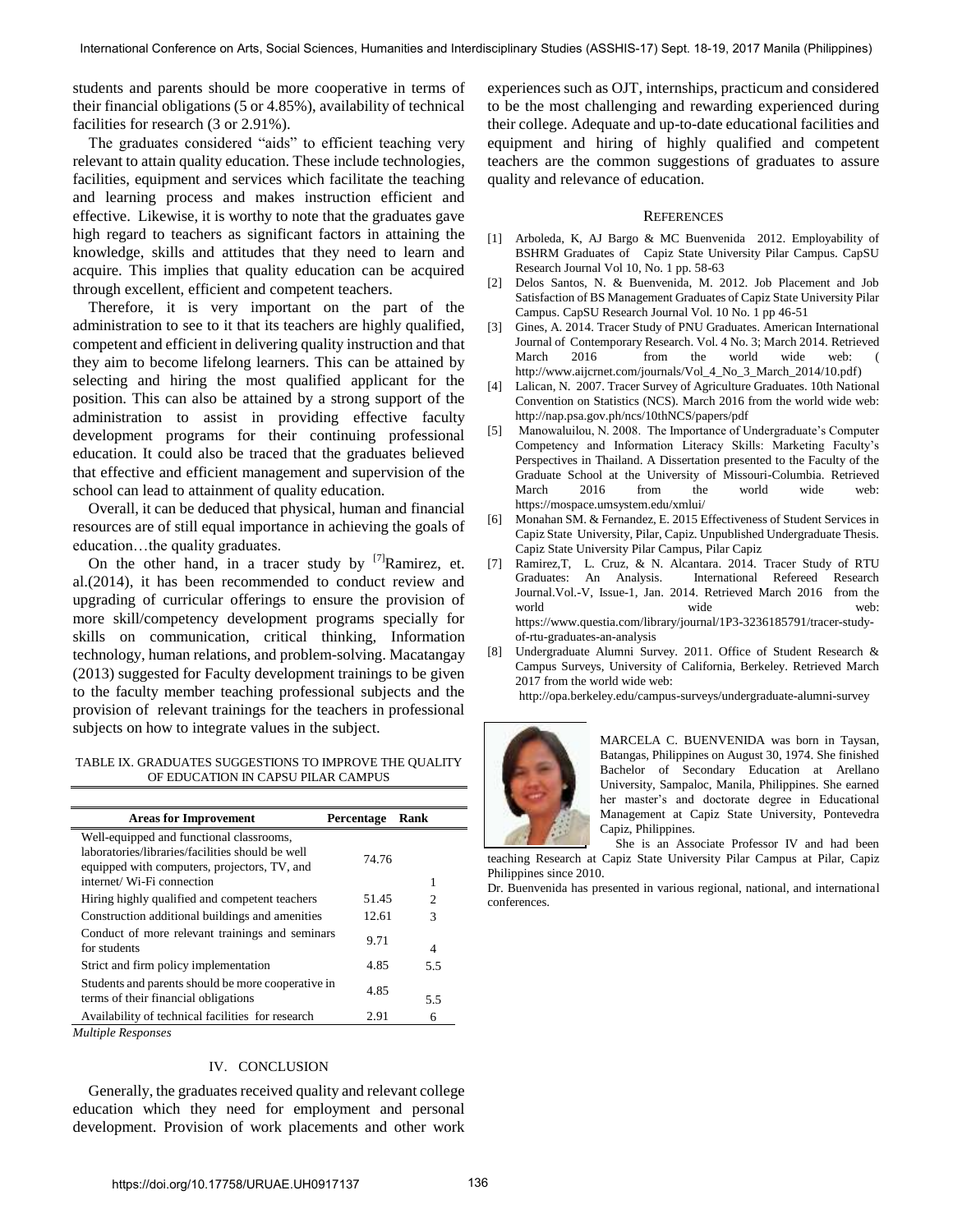students and parents should be more cooperative in terms of their financial obligations (5 or 4.85%), availability of technical facilities for research (3 or 2.91%).

The graduates considered "aids" to efficient teaching very relevant to attain quality education. These include technologies, facilities, equipment and services which facilitate the teaching and learning process and makes instruction efficient and effective. Likewise, it is worthy to note that the graduates gave high regard to teachers as significant factors in attaining the knowledge, skills and attitudes that they need to learn and acquire. This implies that quality education can be acquired through excellent, efficient and competent teachers.

Therefore, it is very important on the part of the administration to see to it that its teachers are highly qualified, competent and efficient in delivering quality instruction and that they aim to become lifelong learners. This can be attained by selecting and hiring the most qualified applicant for the position. This can also be attained by a strong support of the administration to assist in providing effective faculty development programs for their continuing professional education. It could also be traced that the graduates believed that effective and efficient management and supervision of the school can lead to attainment of quality education.

Overall, it can be deduced that physical, human and financial resources are of still equal importance in achieving the goals of education…the quality graduates.

On the other hand, in a tracer study by [7]Ramirez, et. al.(2014), it has been recommended to conduct review and upgrading of curricular offerings to ensure the provision of more skill/competency development programs specially for skills on communication, critical thinking, Information technology, human relations, and problem-solving. Macatangay (2013) suggested for Faculty development trainings to be given to the faculty member teaching professional subjects and the provision of relevant trainings for the teachers in professional subjects on how to integrate values in the subject.

TABLE IX. GRADUATES SUGGESTIONS TO IMPROVE THE QUALITY OF EDUCATION IN CAPSU PILAR CAMPUS

| Areas for Improvement | Percentage | Rank |
|---|---|---|
| Well-equipped and functional classrooms, laboratories/libraries/facilities should be well equipped with computers, projectors, TV, and internet/ Wi-Fi connection | 74.76 | 1 |
| Hiring highly qualified and competent teachers | 51.45 | 2 |
| Construction additional buildings and amenities | 12.61 | 3 |
| Conduct of more relevant trainings and seminars for students | 9.71 | 4 |
| Strict and firm policy implementation | 4.85 | 5.5 |
| Students and parents should be more cooperative in terms of their financial obligations | 4.85 | 5.5 |
| Availability of technical facilities for research | 2.91 | 6 |

*Multiple Responses*

## IV. CONCLUSION

Generally, the graduates received quality and relevant college education which they need for employment and personal development. Provision of work placements and other work experiences such as OJT, internships, practicum and considered to be the most challenging and rewarding experienced during their college. Adequate and up-to-date educational facilities and equipment and hiring of highly qualified and competent teachers are the common suggestions of graduates to assure quality and relevance of education.

## REFERENCES

[1] Arboleda, K, AJ Bargo & MC Buenvenida 2012. Employability of BSHRM Graduates of Capiz State University Pilar Campus. CapSU Research Journal Vol 10, No. 1 pp. 58-63

[2] Delos Santos, N. & Buenvenida, M. 2012. Job Placement and Job Satisfaction of BS Management Graduates of Capiz State University Pilar Campus. CapSU Research Journal Vol. 10 No. 1 pp 46-51

[3] Gines, A. 2014. Tracer Study of PNU Graduates. American International Journal of Contemporary Research. Vol. 4 No. 3; March 2014. Retrieved March 2016 from the world wide web: ( http://www.aijcrnet.com/journals/Vol_4_No_3_March_2014/10.pdf)

[4] Lalican, N. 2007. Tracer Survey of Agriculture Graduates. 10th National Convention on Statistics (NCS). March 2016 from the world wide web: http://nap.psa.gov.ph/ncs/10thNCS/papers/pdf

[5] Manowaluilou, N. 2008. The Importance of Undergraduate's Computer Competency and Information Literacy Skills: Marketing Faculty's Perspectives in Thailand. A Dissertation presented to the Faculty of the Graduate School at the University of Missouri-Columbia. Retrieved March 2016 from the world wide web: https://mospace.umsystem.edu/xmlui/

[6] Monahan SM. & Fernandez, E. 2015 Effectiveness of Student Services in Capiz State University, Pilar, Capiz. Unpublished Undergraduate Thesis. Capiz State University Pilar Campus, Pilar Capiz

[7] Ramirez,T, L. Cruz, & N. Alcantara. 2014. Tracer Study of RTU Graduates: An Analysis. International Refereed Research Journal.Vol.-V, Issue-1, Jan. 2014. Retrieved March 2016 from the world wide web: https://www.questia.com/library/journal/1P3-3236185791/tracer-study-of-rtu-graduates-an-analysis

[8] Undergraduate Alumni Survey. 2011. Office of Student Research & Campus Surveys, University of California, Berkeley. Retrieved March 2017 from the world wide web: http://opa.berkeley.edu/campus-surveys/undergraduate-alumni-survey

MARCELA C. BUENVENIDA was born in Taysan, Batangas, Philippines on August 30, 1974. She finished Bachelor of Secondary Education at Arellano University, Sampaloc, Manila, Philippines. She earned her master's and doctorate degree in Educational Management at Capiz State University, Pontevedra Capiz, Philippines.

She is an Associate Professor IV and had been teaching Research at Capiz State University Pilar Campus at Pilar, Capiz Philippines since 2010.

Dr. Buenvenida has presented in various regional, national, and international conferences.